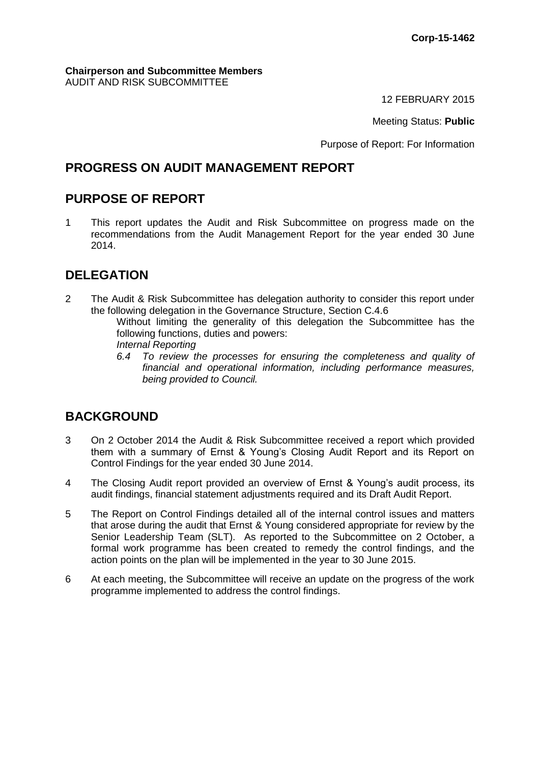**Corp-15-1462**

**Chairperson and Subcommittee Members**
AUDIT AND RISK SUBCOMMITTEE

12 FEBRUARY 2015

Meeting Status: **Public**

Purpose of Report: For Information

## PROGRESS ON AUDIT MANAGEMENT REPORT

## PURPOSE OF REPORT

1 This report updates the Audit and Risk Subcommittee on progress made on the recommendations from the Audit Management Report for the year ended 30 June 2014.

## DELEGATION

2 The Audit & Risk Subcommittee has delegation authority to consider this report under the following delegation in the Governance Structure, Section C.4.6

Without limiting the generality of this delegation the Subcommittee has the following functions, duties and powers:

*Internal Reporting*

*6.4 To review the processes for ensuring the completeness and quality of financial and operational information, including performance measures, being provided to Council.*

## BACKGROUND

3 On 2 October 2014 the Audit & Risk Subcommittee received a report which provided them with a summary of Ernst & Young's Closing Audit Report and its Report on Control Findings for the year ended 30 June 2014.

4 The Closing Audit report provided an overview of Ernst & Young's audit process, its audit findings, financial statement adjustments required and its Draft Audit Report.

5 The Report on Control Findings detailed all of the internal control issues and matters that arose during the audit that Ernst & Young considered appropriate for review by the Senior Leadership Team (SLT). As reported to the Subcommittee on 2 October, a formal work programme has been created to remedy the control findings, and the action points on the plan will be implemented in the year to 30 June 2015.

6 At each meeting, the Subcommittee will receive an update on the progress of the work programme implemented to address the control findings.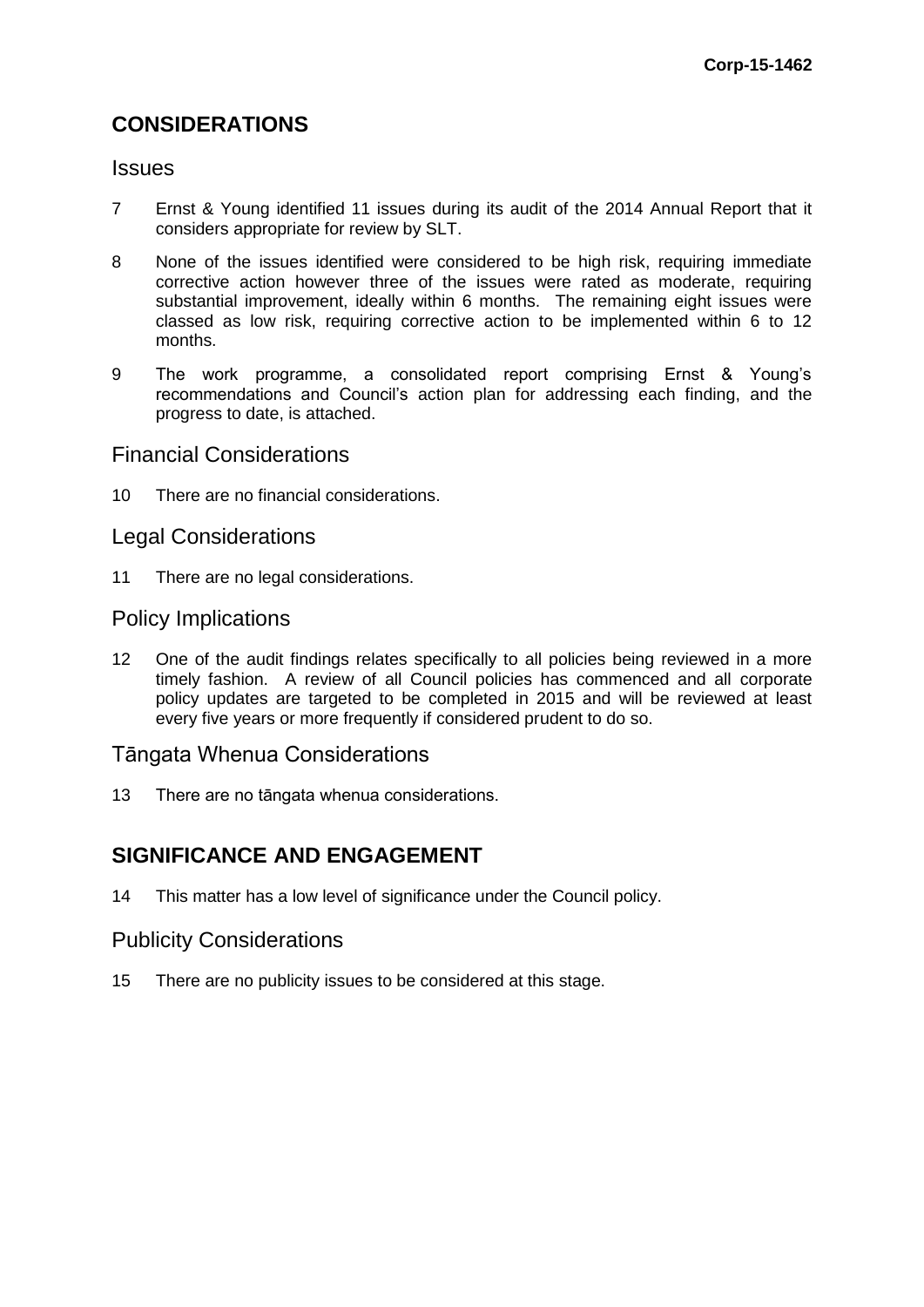## CONSIDERATIONS

### Issues

7 Ernst & Young identified 11 issues during its audit of the 2014 Annual Report that it considers appropriate for review by SLT.

8 None of the issues identified were considered to be high risk, requiring immediate corrective action however three of the issues were rated as moderate, requiring substantial improvement, ideally within 6 months. The remaining eight issues were classed as low risk, requiring corrective action to be implemented within 6 to 12 months.

9 The work programme, a consolidated report comprising Ernst & Young's recommendations and Council's action plan for addressing each finding, and the progress to date, is attached.

### Financial Considerations

10 There are no financial considerations.

### Legal Considerations

11 There are no legal considerations.

### Policy Implications

12 One of the audit findings relates specifically to all policies being reviewed in a more timely fashion. A review of all Council policies has commenced and all corporate policy updates are targeted to be completed in 2015 and will be reviewed at least every five years or more frequently if considered prudent to do so.

### Tāngata Whenua Considerations

13 There are no tāngata whenua considerations.

## SIGNIFICANCE AND ENGAGEMENT

14 This matter has a low level of significance under the Council policy.

### Publicity Considerations

15 There are no publicity issues to be considered at this stage.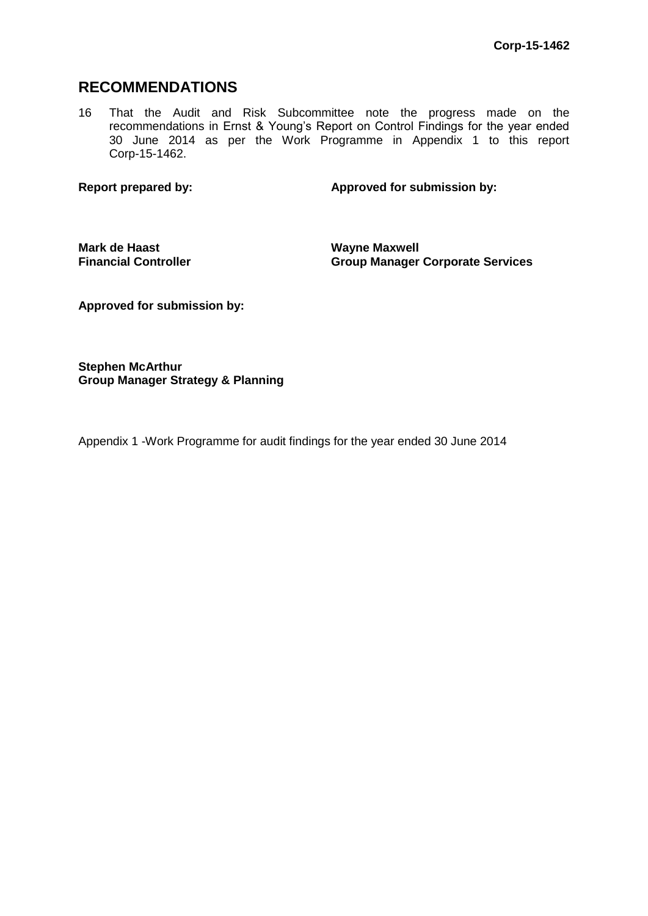## RECOMMENDATIONS

16 That the Audit and Risk Subcommittee note the progress made on the recommendations in Ernst & Young's Report on Control Findings for the year ended 30 June 2014 as per the Work Programme in Appendix 1 to this report Corp-15-1462.

| **Report prepared by:** | **Approved for submission by:** |
|---|---|
| **Mark de Haast**<br>**Financial Controller** | **Wayne Maxwell**<br>**Group Manager Corporate Services** |

**Approved for submission by:**

**Stephen McArthur**
**Group Manager Strategy & Planning**

Appendix 1 -Work Programme for audit findings for the year ended 30 June 2014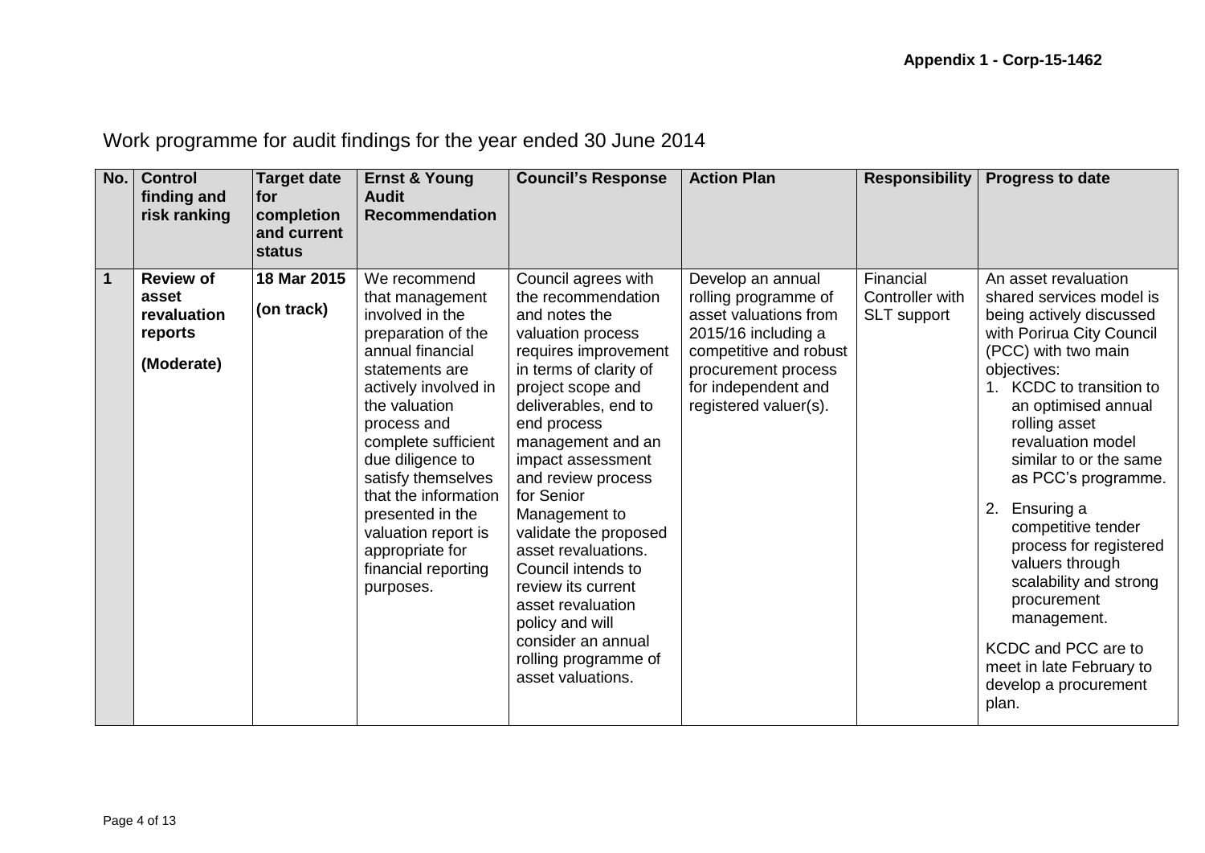Appendix 1 - Corp-15-1462

# Work programme for audit findings for the year ended 30 June 2014

| No. | Control finding and risk ranking | Target date for completion and current status | Ernst & Young Audit Recommendation | Council's Response | Action Plan | Responsibility | Progress to date |
|---|---|---|---|---|---|---|---|
| **1** | **Review of asset revaluation reports**<br><br>**(Moderate)** | **18 Mar 2015**<br><br>**(on track)** | We recommend that management involved in the preparation of the annual financial statements are actively involved in the valuation process and complete sufficient due diligence to satisfy themselves that the information presented in the valuation report is appropriate for financial reporting purposes. | Council agrees with the recommendation and notes the valuation process requires improvement in terms of clarity of project scope and deliverables, end to end process management and an impact assessment and review process for Senior Management to validate the proposed asset revaluations. Council intends to review its current asset revaluation policy and will consider an annual rolling programme of asset valuations. | Develop an annual rolling programme of asset valuations from 2015/16 including a competitive and robust procurement process for independent and registered valuer(s). | Financial Controller with SLT support | An asset revaluation shared services model is being actively discussed with Porirua City Council (PCC) with two main objectives:<br>1. KCDC to transition to an optimised annual rolling asset revaluation model similar to or the same as PCC's programme.<br>2. Ensuring a competitive tender process for registered valuers through scalability and strong procurement management.<br><br>KCDC and PCC are to meet in late February to develop a procurement plan. |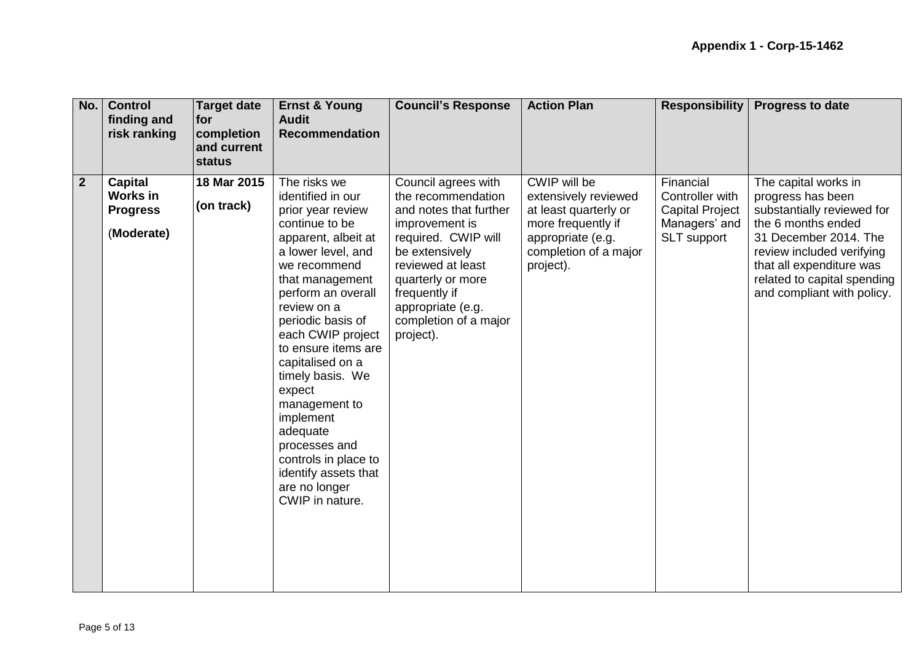**Appendix 1 - Corp-15-1462**

| No. | Control finding and risk ranking | Target date for completion and current status | Ernst & Young Audit Recommendation | Council's Response | Action Plan | Responsibility | Progress to date |
|---|---|---|---|---|---|---|---|
| **2** | **Capital Works in Progress** (**Moderate**) | **18 Mar 2015** **(on track)** | The risks we identified in our prior year review continue to be apparent, albeit at a lower level, and we recommend that management perform an overall review on a periodic basis of each CWIP project to ensure items are capitalised on a timely basis. We expect management to implement adequate processes and controls in place to identify assets that are no longer CWIP in nature. | Council agrees with the recommendation and notes that further improvement is required. CWIP will be extensively reviewed at least quarterly or more frequently if appropriate (e.g. completion of a major project). | CWIP will be extensively reviewed at least quarterly or more frequently if appropriate (e.g. completion of a major project). | Financial Controller with Capital Project Managers' and SLT support | The capital works in progress has been substantially reviewed for the 6 months ended 31 December 2014. The review included verifying that all expenditure was related to capital spending and compliant with policy. |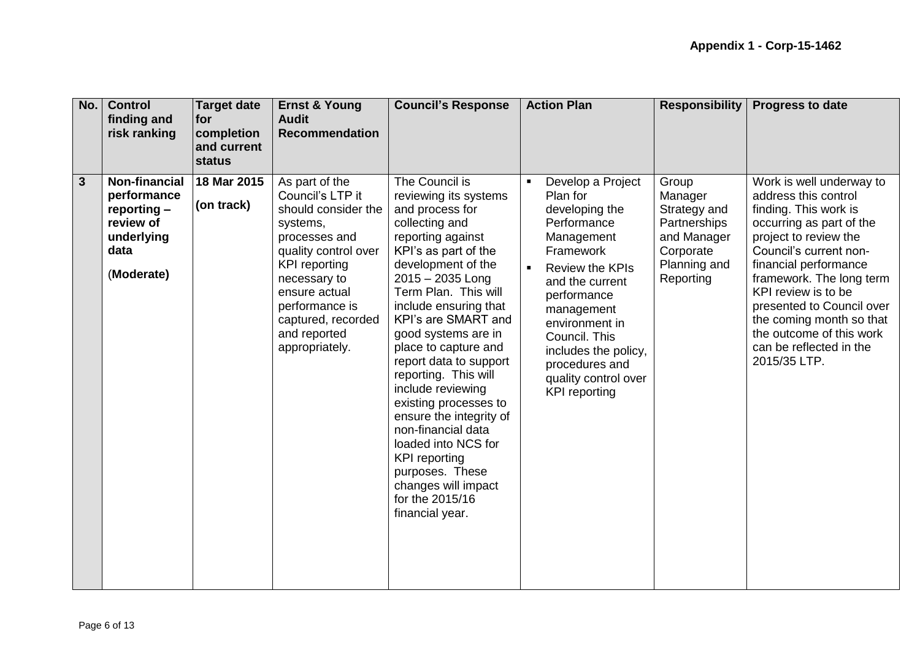**Appendix 1 - Corp-15-1462**

| No. | Control finding and risk ranking | Target date for completion and current status | Ernst & Young Audit Recommendation | Council's Response | Action Plan | Responsibility | Progress to date |
|---|---|---|---|---|---|---|---|
| **3** | **Non-financial performance reporting – review of underlying data**<br><br>(**Moderate)** | **18 Mar 2015**<br><br>**(on track)** | As part of the Council's LTP it should consider the systems, processes and quality control over KPI reporting necessary to ensure actual performance is captured, recorded and reported appropriately. | The Council is reviewing its systems and process for collecting and reporting against KPI's as part of the development of the 2015 – 2035 Long Term Plan. This will include ensuring that KPI's are SMART and good systems are in place to capture and report data to support reporting. This will include reviewing existing processes to ensure the integrity of non-financial data loaded into NCS for KPI reporting purposes. These changes will impact for the 2015/16 financial year. | ▪ Develop a Project Plan for developing the Performance Management Framework<br>▪ Review the KPIs and the current performance management environment in Council. This includes the policy, procedures and quality control over KPI reporting | Group Manager Strategy and Partnerships and Manager Corporate Planning and Reporting | Work is well underway to address this control finding. This work is occurring as part of the project to review the Council's current non-financial performance framework. The long term KPI review is to be presented to Council over the coming month so that the outcome of this work can be reflected in the 2015/35 LTP. |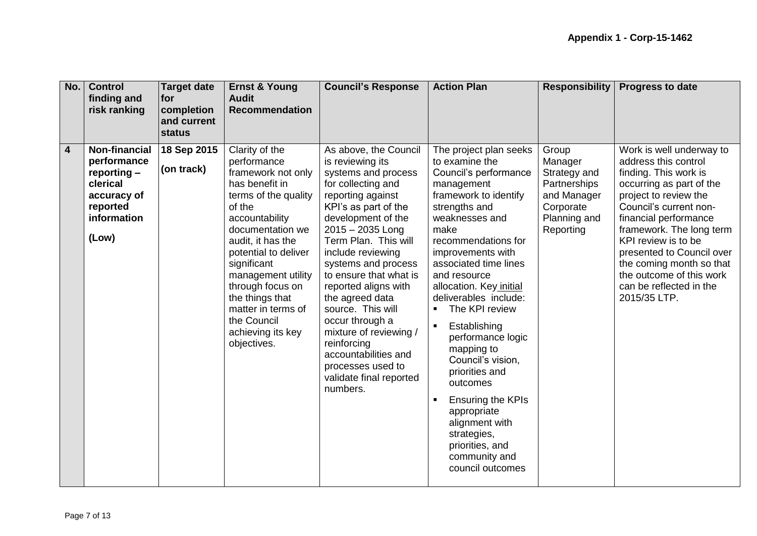**Appendix 1 - Corp-15-1462**

| No. | Control finding and risk ranking | Target date for completion and current status | Ernst & Young Audit Recommendation | Council's Response | Action Plan | Responsibility | Progress to date |
|---|---|---|---|---|---|---|---|
| **4** | **Non-financial performance reporting – clerical accuracy of reported information**<br><br>**(Low)** | **18 Sep 2015**<br><br>**(on track)** | Clarity of the performance framework not only has benefit in terms of the quality of the accountability documentation we audit, it has the potential to deliver significant management utility through focus on the things that matter in terms of the Council achieving its key objectives. | As above, the Council is reviewing its systems and process for collecting and reporting against KPI's as part of the development of the 2015 – 2035 Long Term Plan. This will include reviewing systems and process to ensure that what is reported aligns with the agreed data source. This will occur through a mixture of reviewing / reinforcing accountabilities and processes used to validate final reported numbers. | The project plan seeks to examine the Council's performance management framework to identify strengths and weaknesses and make recommendations for improvements with associated time lines and resource allocation. Key initial deliverables include:<br>▪ The KPI review<br>▪ Establishing performance logic mapping to Council's vision, priorities and outcomes<br>▪ Ensuring the KPIs appropriate alignment with strategies, priorities, and community and council outcomes | Group Manager Strategy and Partnerships and Manager Corporate Planning and Reporting | Work is well underway to address this control finding. This work is occurring as part of the project to review the Council's current non-financial performance framework. The long term KPI review is to be presented to Council over the coming month so that the outcome of this work can be reflected in the 2015/35 LTP. |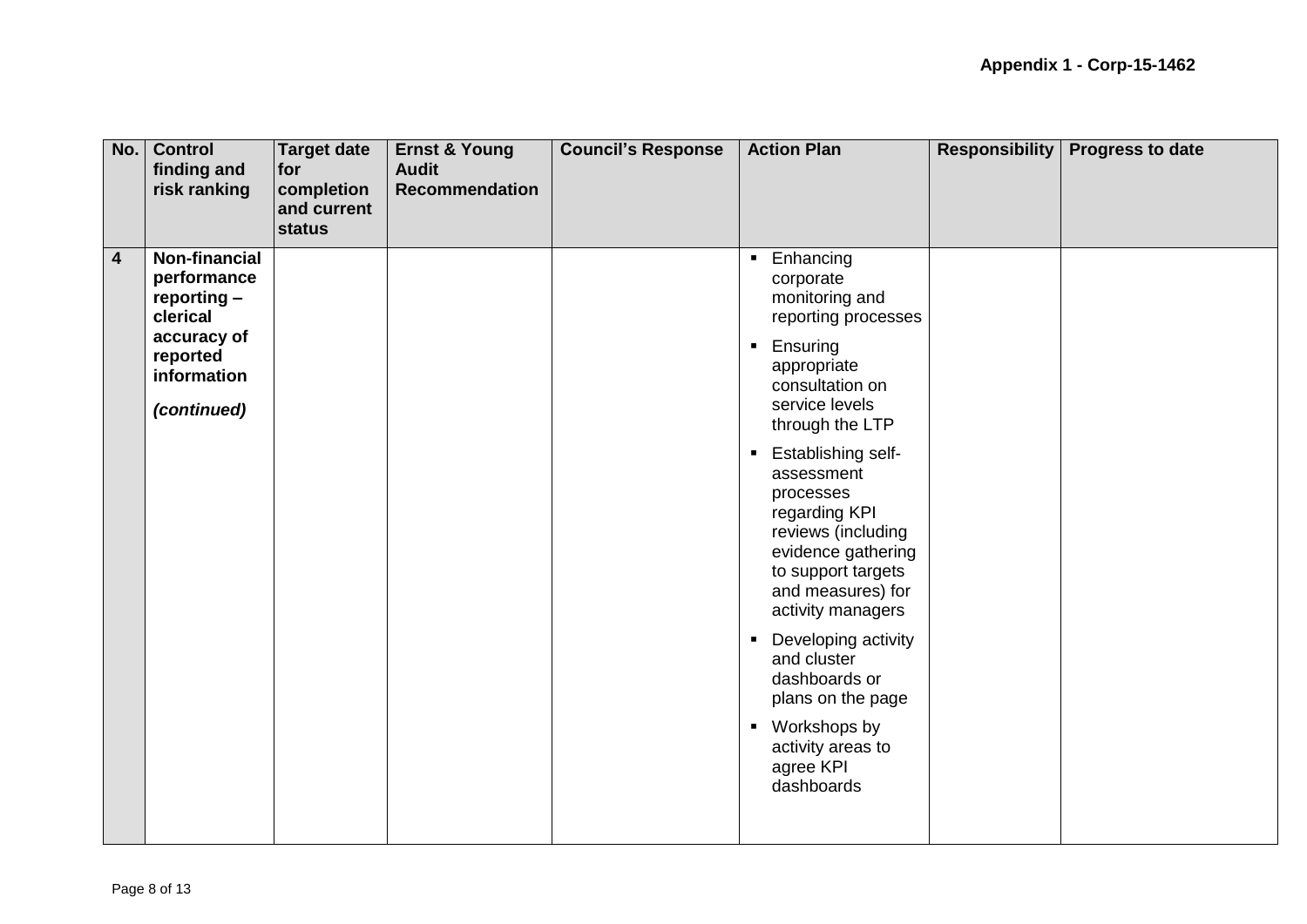**Appendix 1 - Corp-15-1462**

| No. | Control finding and risk ranking | Target date for completion and current status | Ernst & Young Audit Recommendation | Council's Response | Action Plan | Responsibility | Progress to date |
|---|---|---|---|---|---|---|---|
| **4** | **Non-financial performance reporting – clerical accuracy of reported information**<br><br>***(continued)*** | | | | ▪ Enhancing corporate monitoring and reporting processes<br>▪ Ensuring appropriate consultation on service levels through the LTP<br>▪ Establishing self-assessment processes regarding KPI reviews (including evidence gathering to support targets and measures) for activity managers<br>▪ Developing activity and cluster dashboards or plans on the page<br>▪ Workshops by activity areas to agree KPI dashboards | | |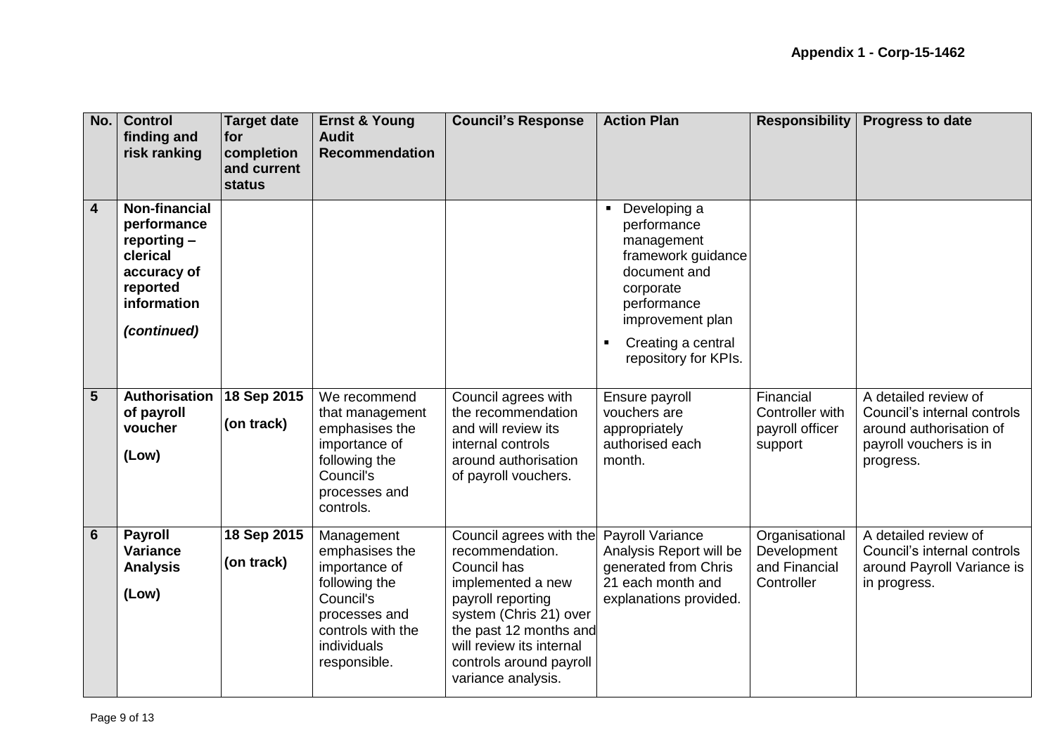| No. | Control finding and risk ranking | Target date for completion and current status | Ernst & Young Audit Recommendation | Council's Response | Action Plan | Responsibility | Progress to date |
|---|---|---|---|---|---|---|---|
| 4 | **Non-financial performance reporting – clerical accuracy of reported information** ***(continued)*** | | | | ▪ Developing a performance management framework guidance document and corporate performance improvement plan ▪ Creating a central repository for KPIs. | | |
| 5 | **Authorisation of payroll voucher** **(Low)** | **18 Sep 2015** **(on track)** | We recommend that management emphasises the importance of following the Council's processes and controls. | Council agrees with the recommendation and will review its internal controls around authorisation of payroll vouchers. | Ensure payroll vouchers are appropriately authorised each month. | Financial Controller with payroll officer support | A detailed review of Council's internal controls around authorisation of payroll vouchers is in progress. |
| 6 | **Payroll Variance Analysis** **(Low)** | **18 Sep 2015** **(on track)** | Management emphasises the importance of following the Council's processes and controls with the individuals responsible. | Council agrees with the recommendation. Council has implemented a new payroll reporting system (Chris 21) over the past 12 months and will review its internal controls around payroll variance analysis. | Payroll Variance Analysis Report will be generated from Chris 21 each month and explanations provided. | Organisational Development and Financial Controller | A detailed review of Council's internal controls around Payroll Variance is in progress. |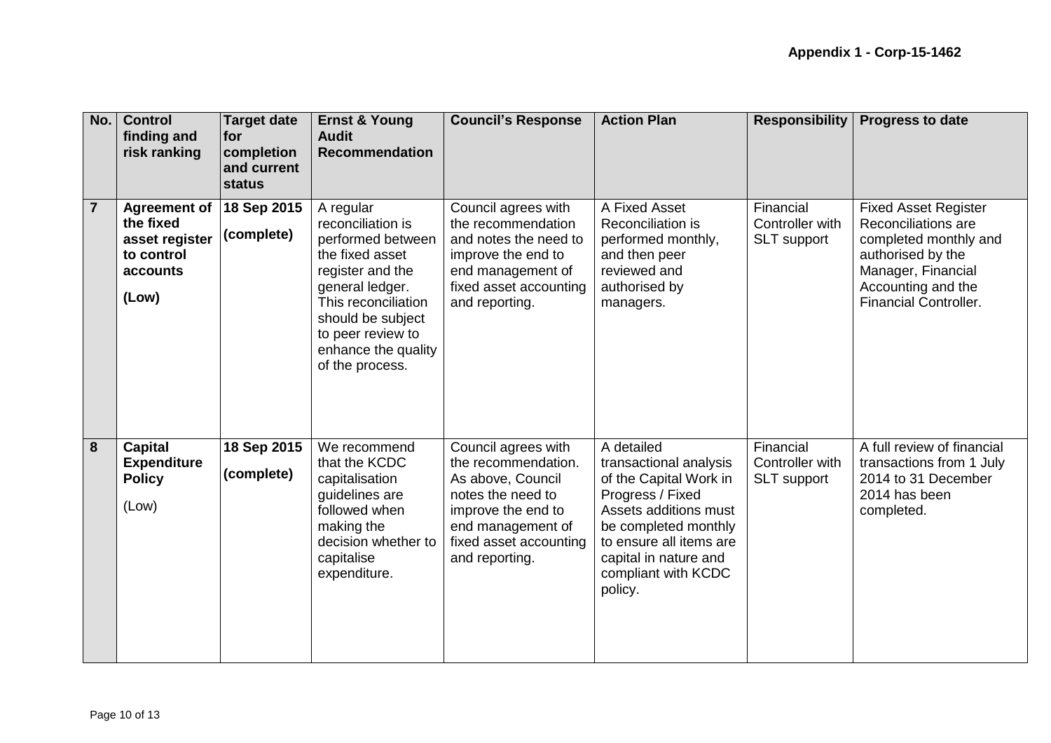**Appendix 1 - Corp-15-1462**

| No. | Control finding and risk ranking | Target date for completion and current status | Ernst & Young Audit Recommendation | Council's Response | Action Plan | Responsibility | Progress to date |
|---|---|---|---|---|---|---|---|
| **7** | **Agreement of the fixed asset register to control accounts** **(Low)** | **18 Sep 2015** **(complete)** | A regular reconciliation is performed between the fixed asset register and the general ledger. This reconciliation should be subject to peer review to enhance the quality of the process. | Council agrees with the recommendation and notes the need to improve the end to end management of fixed asset accounting and reporting. | A Fixed Asset Reconciliation is performed monthly, and then peer reviewed and authorised by managers. | Financial Controller with SLT support | Fixed Asset Register Reconciliations are completed monthly and authorised by the Manager, Financial Accounting and the Financial Controller. |
| **8** | **Capital Expenditure Policy** (Low) | **18 Sep 2015** **(complete)** | We recommend that the KCDC capitalisation guidelines are followed when making the decision whether to capitalise expenditure. | Council agrees with the recommendation. As above, Council notes the need to improve the end to end management of fixed asset accounting and reporting. | A detailed transactional analysis of the Capital Work in Progress / Fixed Assets additions must be completed monthly to ensure all items are capital in nature and compliant with KCDC policy. | Financial Controller with SLT support | A full review of financial transactions from 1 July 2014 to 31 December 2014 has been completed. |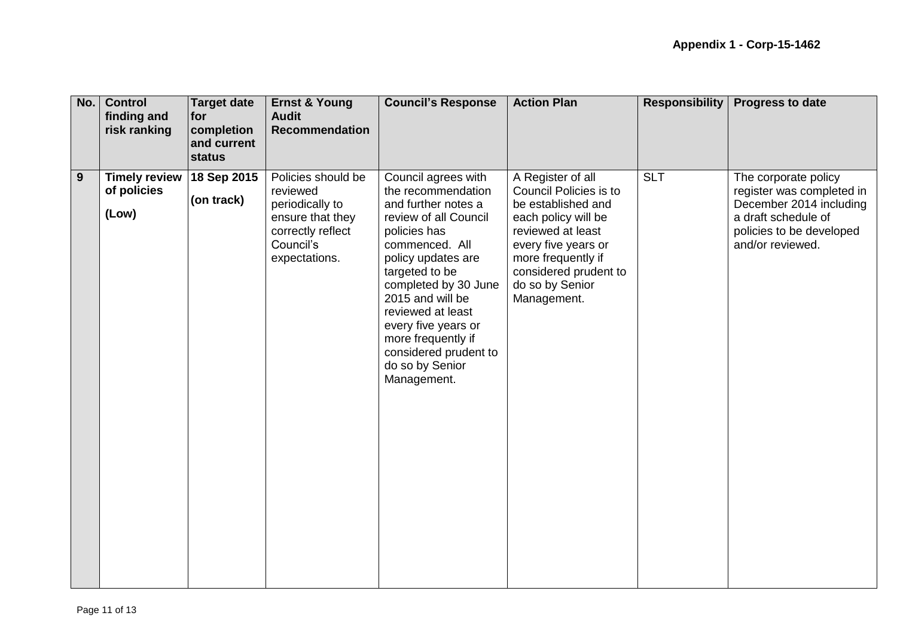**Appendix 1 - Corp-15-1462**

| No. | Control finding and risk ranking | Target date for completion and current status | Ernst & Young Audit Recommendation | Council's Response | Action Plan | Responsibility | Progress to date |
|---|---|---|---|---|---|---|---|
| **9** | **Timely review of policies** <br><br> **(Low)** | **18 Sep 2015** <br><br> **(on track)** | Policies should be reviewed periodically to ensure that they correctly reflect Council's expectations. | Council agrees with the recommendation and further notes a review of all Council policies has commenced. All policy updates are targeted to be completed by 30 June 2015 and will be reviewed at least every five years or more frequently if considered prudent to do so by Senior Management. | A Register of all Council Policies is to be established and each policy will be reviewed at least every five years or more frequently if considered prudent to do so by Senior Management. | SLT | The corporate policy register was completed in December 2014 including a draft schedule of policies to be developed and/or reviewed. |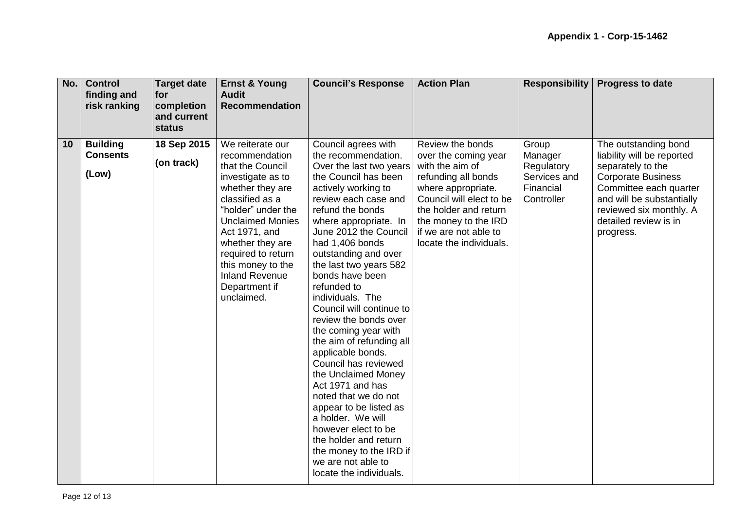**Appendix 1 - Corp-15-1462**

| No. | Control finding and risk ranking | Target date for completion and current status | Ernst & Young Audit Recommendation | Council's Response | Action Plan | Responsibility | Progress to date |
|---|---|---|---|---|---|---|---|
| **10** | **Building Consents**<br><br>**(Low)** | **18 Sep 2015**<br><br>**(on track)** | We reiterate our recommendation that the Council investigate as to whether they are classified as a "holder" under the Unclaimed Monies Act 1971, and whether they are required to return this money to the Inland Revenue Department if unclaimed. | Council agrees with the recommendation. Over the last two years the Council has been actively working to review each case and refund the bonds where appropriate. In June 2012 the Council had 1,406 bonds outstanding and over the last two years 582 bonds have been refunded to individuals. The Council will continue to review the bonds over the coming year with the aim of refunding all applicable bonds. Council has reviewed the Unclaimed Money Act 1971 and has noted that we do not appear to be listed as a holder. We will however elect to be the holder and return the money to the IRD if we are not able to locate the individuals. | Review the bonds over the coming year with the aim of refunding all bonds where appropriate. Council will elect to be the holder and return the money to the IRD if we are not able to locate the individuals. | Group Manager Regulatory Services and Financial Controller | The outstanding bond liability will be reported separately to the Corporate Business Committee each quarter and will be substantially reviewed six monthly. A detailed review is in progress. |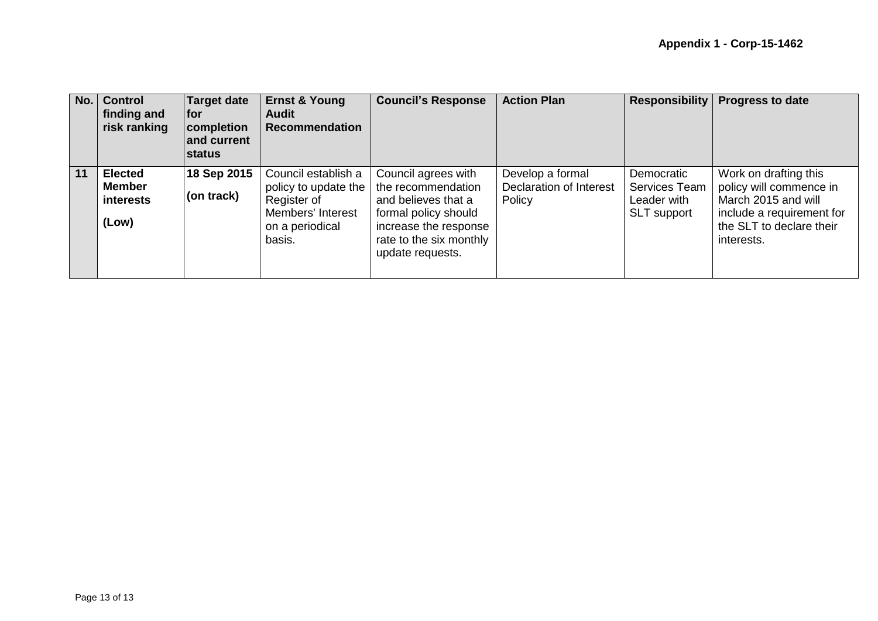**Appendix 1 - Corp-15-1462**

| No. | Control finding and risk ranking | Target date for completion and current status | Ernst & Young Audit Recommendation | Council's Response | Action Plan | Responsibility | Progress to date |
|---|---|---|---|---|---|---|---|
| **11** | **Elected Member interests**<br><br>**(Low)** | **18 Sep 2015**<br><br>**(on track)** | Council establish a policy to update the Register of Members' Interest on a periodical basis. | Council agrees with the recommendation and believes that a formal policy should increase the response rate to the six monthly update requests. | Develop a formal Declaration of Interest Policy | Democratic Services Team Leader with SLT support | Work on drafting this policy will commence in March 2015 and will include a requirement for the SLT to declare their interests. |